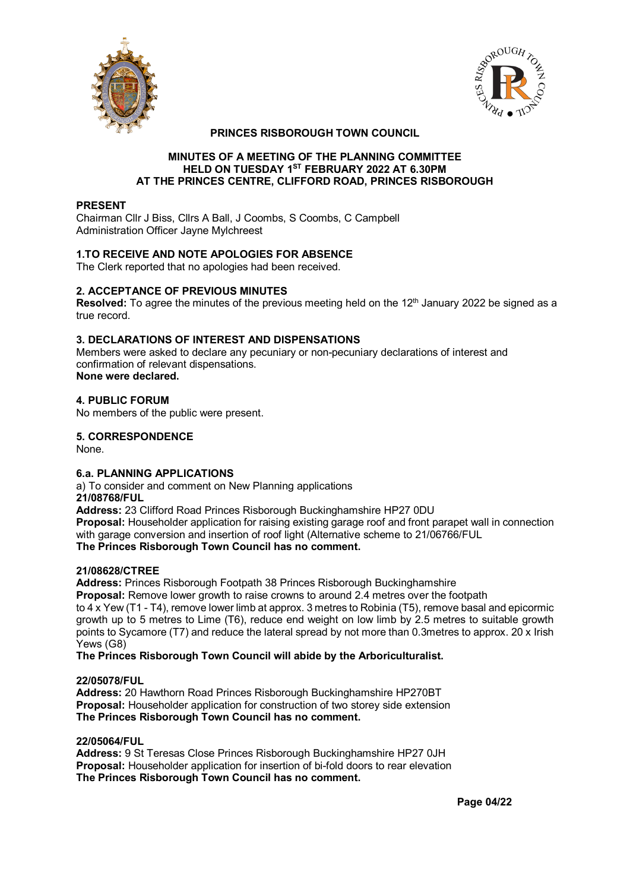**PRINCES RISBOROUGH TOWN COUNCIL**

**MINUTES OF A MEETING OF THE PLANNING COMMITTEE HELD ON TUESDAY 1ST FEBRUARY 2022 AT 6.30PM AT THE PRINCES CENTRE, CLIFFORD ROAD, PRINCES RISBOROUGH**

**PRESENT**

Chairman Cllr J Biss, Cllrs A Ball, J Coombs, S Coombs, C Campbell
Administration Officer Jayne Mylchreest

**1.TO RECEIVE AND NOTE APOLOGIES FOR ABSENCE**

The Clerk reported that no apologies had been received.

**2. ACCEPTANCE OF PREVIOUS MINUTES**

**Resolved:** To agree the minutes of the previous meeting held on the 12th January 2022 be signed as a true record.

**3. DECLARATIONS OF INTEREST AND DISPENSATIONS**

Members were asked to declare any pecuniary or non-pecuniary declarations of interest and confirmation of relevant dispensations.
**None were declared.**

**4. PUBLIC FORUM**

No members of the public were present.

**5. CORRESPONDENCE**

None.

**6.a. PLANNING APPLICATIONS**

a) To consider and comment on New Planning applications

**21/08768/FUL**
**Address:** 23 Clifford Road Princes Risborough Buckinghamshire HP27 0DU
**Proposal:** Householder application for raising existing garage roof and front parapet wall in connection with garage conversion and insertion of roof light (Alternative scheme to 21/06766/FUL
**The Princes Risborough Town Council has no comment.**

**21/08628/CTREE**
**Address:** Princes Risborough Footpath 38 Princes Risborough Buckinghamshire
**Proposal:** Remove lower growth to raise crowns to around 2.4 metres over the footpath to 4 x Yew (T1 - T4), remove lower limb at approx. 3 metres to Robinia (T5), remove basal and epicormic growth up to 5 metres to Lime (T6), reduce end weight on low limb by 2.5 metres to suitable growth points to Sycamore (T7) and reduce the lateral spread by not more than 0.3metres to approx. 20 x Irish Yews (G8)
**The Princes Risborough Town Council will abide by the Arboriculturalist.**

**22/05078/FUL**
**Address:** 20 Hawthorn Road Princes Risborough Buckinghamshire HP270BT
**Proposal:** Householder application for construction of two storey side extension
**The Princes Risborough Town Council has no comment.**

**22/05064/FUL**
**Address:** 9 St Teresas Close Princes Risborough Buckinghamshire HP27 0JH
**Proposal:** Householder application for insertion of bi-fold doors to rear elevation
**The Princes Risborough Town Council has no comment.**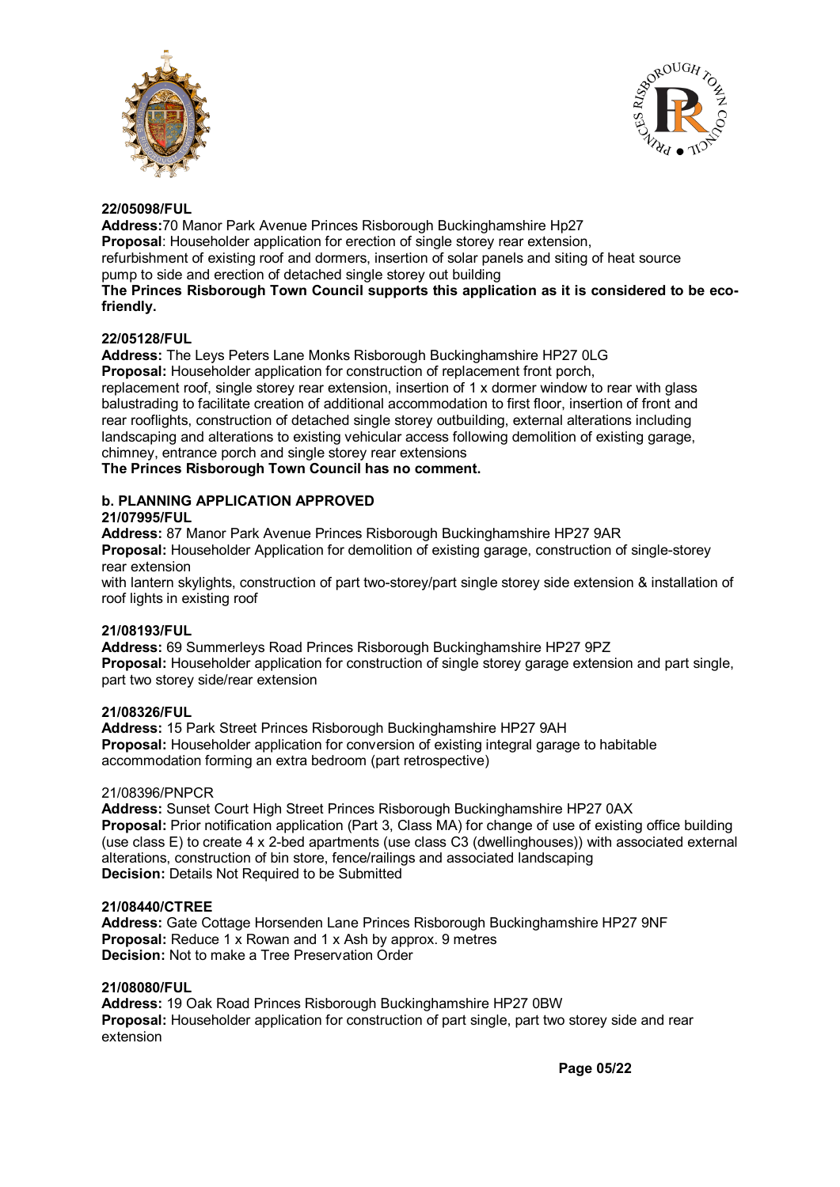**22/05098/FUL**

**Address:**70 Manor Park Avenue Princes Risborough Buckinghamshire Hp27

**Proposal**: Householder application for erection of single storey rear extension, refurbishment of existing roof and dormers, insertion of solar panels and siting of heat source pump to side and erection of detached single storey out building

**The Princes Risborough Town Council supports this application as it is considered to be eco-friendly.**

**22/05128/FUL**

**Address:** The Leys Peters Lane Monks Risborough Buckinghamshire HP27 0LG

**Proposal:** Householder application for construction of replacement front porch, replacement roof, single storey rear extension, insertion of 1 x dormer window to rear with glass balustrading to facilitate creation of additional accommodation to first floor, insertion of front and rear rooflights, construction of detached single storey outbuilding, external alterations including landscaping and alterations to existing vehicular access following demolition of existing garage, chimney, entrance porch and single storey rear extensions

**The Princes Risborough Town Council has no comment.**

**b. PLANNING APPLICATION APPROVED**

**21/07995/FUL**

**Address:** 87 Manor Park Avenue Princes Risborough Buckinghamshire HP27 9AR

**Proposal:** Householder Application for demolition of existing garage, construction of single-storey rear extension

with lantern skylights, construction of part two-storey/part single storey side extension & installation of roof lights in existing roof

**21/08193/FUL**

**Address:** 69 Summerleys Road Princes Risborough Buckinghamshire HP27 9PZ

**Proposal:** Householder application for construction of single storey garage extension and part single, part two storey side/rear extension

**21/08326/FUL**

**Address:** 15 Park Street Princes Risborough Buckinghamshire HP27 9AH

**Proposal:** Householder application for conversion of existing integral garage to habitable accommodation forming an extra bedroom (part retrospective)

21/08396/PNPCR

**Address:** Sunset Court High Street Princes Risborough Buckinghamshire HP27 0AX

**Proposal:** Prior notification application (Part 3, Class MA) for change of use of existing office building (use class E) to create 4 x 2-bed apartments (use class C3 (dwellinghouses)) with associated external alterations, construction of bin store, fence/railings and associated landscaping

**Decision:** Details Not Required to be Submitted

**21/08440/CTREE**

**Address:** Gate Cottage Horsenden Lane Princes Risborough Buckinghamshire HP27 9NF

**Proposal:** Reduce 1 x Rowan and 1 x Ash by approx. 9 metres

**Decision:** Not to make a Tree Preservation Order

**21/08080/FUL**

**Address:** 19 Oak Road Princes Risborough Buckinghamshire HP27 0BW

**Proposal:** Householder application for construction of part single, part two storey side and rear extension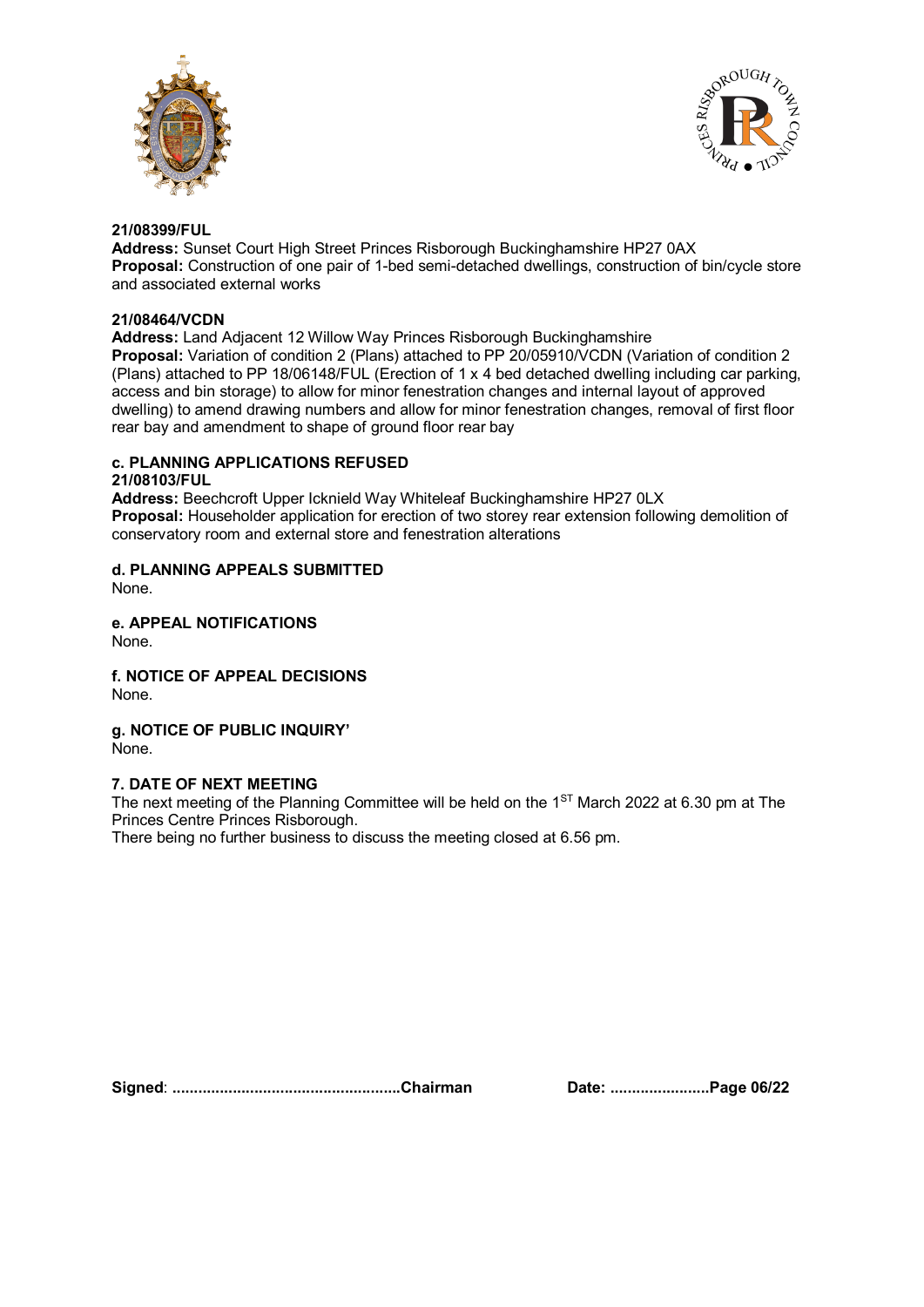**21/08399/FUL**
**Address:** Sunset Court High Street Princes Risborough Buckinghamshire HP27 0AX
**Proposal:** Construction of one pair of 1-bed semi-detached dwellings, construction of bin/cycle store and associated external works

**21/08464/VCDN**
**Address:** Land Adjacent 12 Willow Way Princes Risborough Buckinghamshire
**Proposal:** Variation of condition 2 (Plans) attached to PP 20/05910/VCDN (Variation of condition 2 (Plans) attached to PP 18/06148/FUL (Erection of 1 x 4 bed detached dwelling including car parking, access and bin storage) to allow for minor fenestration changes and internal layout of approved dwelling) to amend drawing numbers and allow for minor fenestration changes, removal of first floor rear bay and amendment to shape of ground floor rear bay

**c. PLANNING APPLICATIONS REFUSED**

**21/08103/FUL**
**Address:** Beechcroft Upper Icknield Way Whiteleaf Buckinghamshire HP27 0LX
**Proposal:** Householder application for erection of two storey rear extension following demolition of conservatory room and external store and fenestration alterations

**d. PLANNING APPEALS SUBMITTED**

None.

**e. APPEAL NOTIFICATIONS**

None.

**f. NOTICE OF APPEAL DECISIONS**

None.

**g. NOTICE OF PUBLIC INQUIRY'**

None.

**7. DATE OF NEXT MEETING**

The next meeting of the Planning Committee will be held on the 1ST March 2022 at 6.30 pm at The Princes Centre Princes Risborough.
There being no further business to discuss the meeting closed at 6.56 pm.

**Signed**: ....................................................**Chairman** **Date:** ......................**Page 06/22**